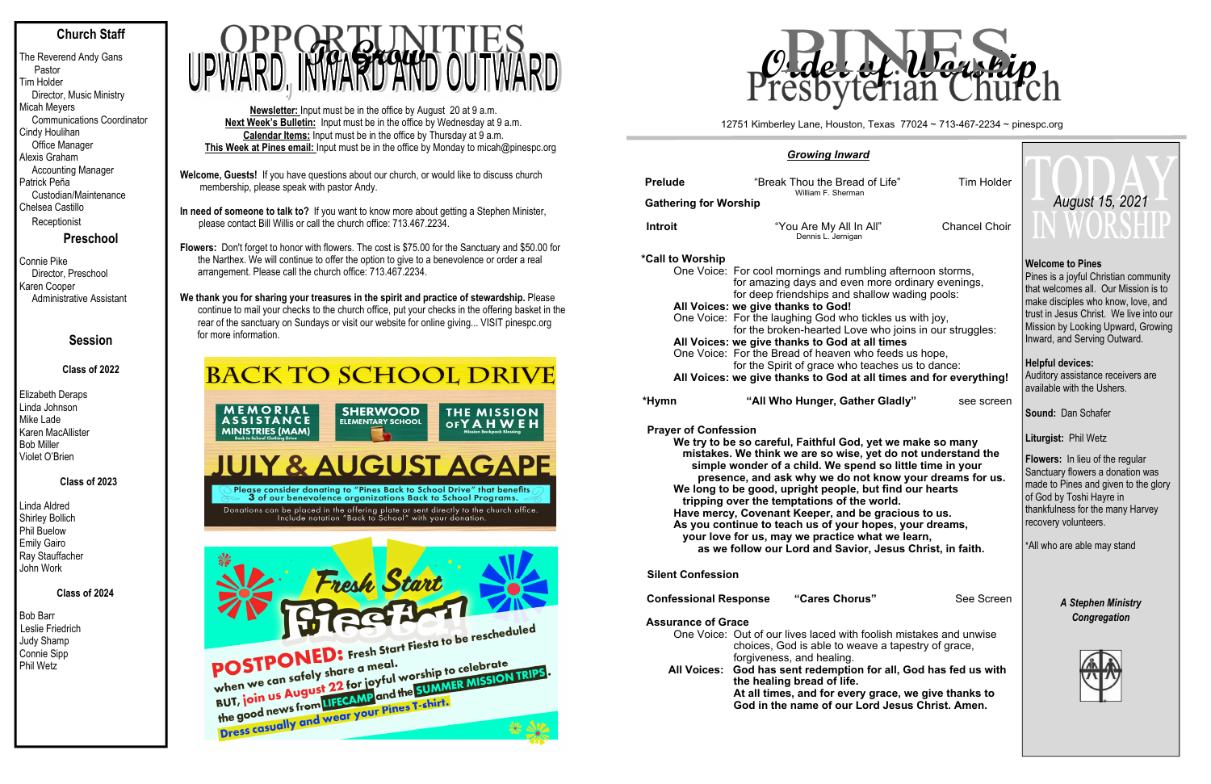## Church Staff

The Reverend Andy Gans
 Pastor
Tim Holder
 Director, Music Ministry
Micah Meyers
 Communications Coordinator
Cindy Houlihan
 Office Manager
Alexis Graham
 Accounting Manager
Patrick Peña
 Custodian/Maintenance
Chelsea Castillo
 Receptionist

### Preschool

Connie Pike
 Director, Preschool
Karen Cooper
 Administrative Assistant

### Session

**Class of 2022**

Elizabeth Deraps
Linda Johnson
Mike Lade
Karen MacAllister
Bob Miller
Violet O'Brien

**Class of 2023**

Linda Aldred
Shirley Bollich
Phil Buelow
Emily Gairo
Ray Stauffacher
John Work

**Class of 2024**

Bob Barr
Leslie Friedrich
Judy Shamp
Connie Sipp
Phil Wetz

# OPPORTUNITIES To Grow UPWARD, INWARD AND OUTWARD

**Newsletter:** Input must be in the office by August 20 at 9 a.m.
**Next Week's Bulletin:** Input must be in the office by Wednesday at 9 a.m.
**Calendar Items:** Input must be in the office by Thursday at 9 a.m.
**This Week at Pines email:** Input must be in the office by Monday to micah@pinespc.org

**Welcome, Guests!** If you have questions about our church, or would like to discuss church membership, please speak with pastor Andy.

**In need of someone to talk to?** If you want to know more about getting a Stephen Minister, please contact Bill Willis or call the church office: 713.467.2234.

**Flowers:** Don't forget to honor with flowers. The cost is $75.00 for the Sanctuary and $50.00 for the Narthex. We will continue to offer the option to give to a benevolence or order a real arrangement. Please call the church office: 713.467.2234.

**We thank you for sharing your treasures in the spirit and practice of stewardship.** Please continue to mail your checks to the church office, put your checks in the offering basket in the rear of the sanctuary on Sundays or visit our website for online giving... VISIT pinespc.org for more information.

**BACK TO SCHOOL DRIVE**

MEMORIAL ASSISTANCE MINISTRIES (MAM) Back to School Clothing Drive | SHERWOOD ELEMENTARY SCHOOL | THE MISSION OF YAHWEH Mission Backpack Blessing

**JULY & AUGUST AGAPE**

Please consider donating to "Pines Back to School Drive" that benefits 3 of our benevolence organizations Back to School Programs.

Donations can be placed in the offering plate or sent directly to the church office. Include notation "Back to School" with your donation.

**Fresh Start Fiesta!**

**POSTPONED:** Fresh Start Fiesta to be rescheduled when we can safely share a meal.
BUT, join us August 22 for joyful worship to celebrate the good news from LIFECAMP and the SUMMER MISSION TRIPS.
Dress casually and wear your Pines T-shirt.

# PINES Presbyterian Church — Order of Worship

12751 Kimberley Lane, Houston, Texas 77024 ~ 713-467-2234 ~ pinespc.org

## *Growing Inward*

**Prelude** — "Break Thou the Bread of Life" (William F. Sherman) — Tim Holder

**Gathering for Worship**

**Introit** — "You Are My All In All" (Dennis L. Jernigan) — Chancel Choir

**\*Call to Worship**
One Voice: For cool mornings and rumbling afternoon storms,
for amazing days and even more ordinary evenings,
for deep friendships and shallow wading pools:
**All Voices: we give thanks to God!**
One Voice: For the laughing God who tickles us with joy,
for the broken-hearted Love who joins in our struggles:
**All Voices: we give thanks to God at all times**
One Voice: For the Bread of heaven who feeds us hope,
for the Spirit of grace who teaches us to dance:
**All Voices: we give thanks to God at all times and for everything!**

**\*Hymn** — **"All Who Hunger, Gather Gladly"** — see screen

**Prayer of Confession**
**We try to be so careful, Faithful God, yet we make so many mistakes. We think we are so wise, yet do not understand the simple wonder of a child. We spend so little time in your presence, and ask why we do not know your dreams for us. We long to be good, upright people, but find our hearts tripping over the temptations of the world. Have mercy, Covenant Keeper, and be gracious to us. As you continue to teach us of your hopes, your dreams, your love for us, may we practice what we learn, as we follow our Lord and Savior, Jesus Christ, in faith.**

**Silent Confession**

**Confessional Response** — **"Cares Chorus"** — See Screen

**Assurance of Grace**
One Voice: Out of our lives laced with foolish mistakes and unwise choices, God is able to weave a tapestry of grace, forgiveness, and healing.
All Voices: **God has sent redemption for all, God has fed us with the healing bread of life. At all times, and for every grace, we give thanks to God in the name of our Lord Jesus Christ. Amen.**

# TODAY IN WORSHIP

*August 15, 2021*

**Welcome to Pines**
Pines is a joyful Christian community that welcomes all. Our Mission is to make disciples who know, love, and trust in Jesus Christ. We live into our Mission by Looking Upward, Growing Inward, and Serving Outward.

**Helpful devices:**
Auditory assistance receivers are available with the Ushers.

**Sound:** Dan Schafer

**Liturgist:** Phil Wetz

**Flowers:** In lieu of the regular Sanctuary flowers a donation was made to Pines and given to the glory of God by Toshi Hayre in thankfulness for the many Harvey recovery volunteers.

\*All who are able may stand

***A Stephen Ministry Congregation***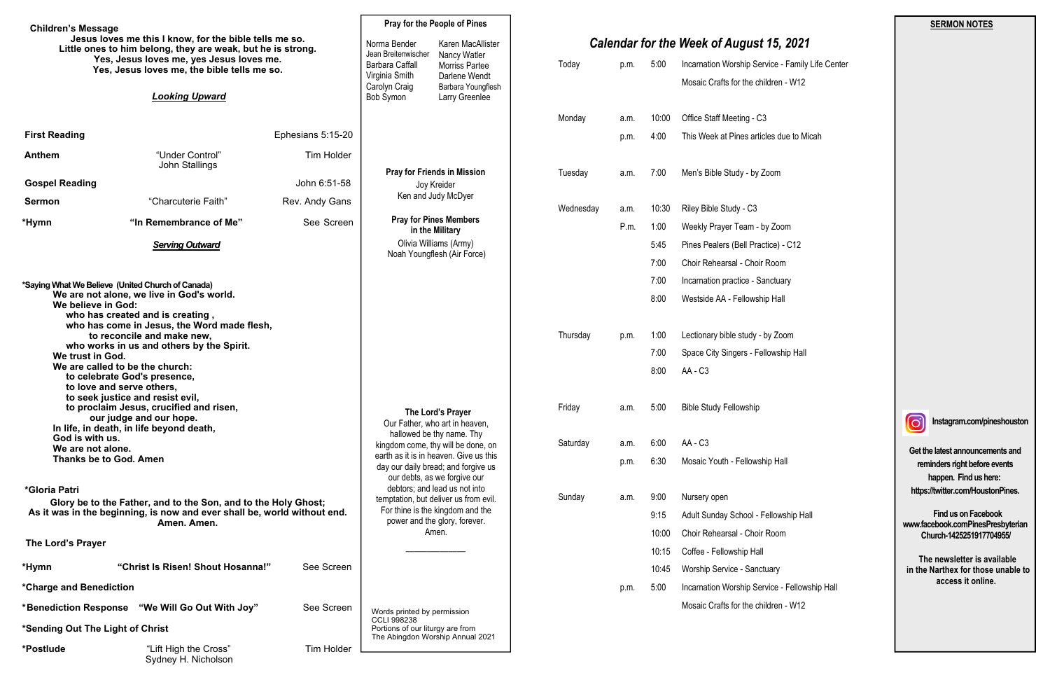**Children's Message**

**Jesus loves me this I know, for the bible tells me so.**
**Little ones to him belong, they are weak, but he is strong.**
**Yes, Jesus loves me, yes Jesus loves me.**
**Yes, Jesus loves me, the bible tells me so.**

***Looking Upward***

| | | |
|---|---|---|
| **First Reading** | | Ephesians 5:15-20 |
| **Anthem** | "Under Control" John Stallings | Tim Holder |
| **Gospel Reading** | | John 6:51-58 |
| **Sermon** | "Charcuterie Faith" | Rev. Andy Gans |
| ***Hymn** | **"In Remembrance of Me"** | See Screen |

***Serving Outward***

**\*Saying What We Believe (United Church of Canada)**

**We are not alone, we live in God's world.**
**We believe in God:**
**who has created and is creating ,**
**who has come in Jesus, the Word made flesh,**
**to reconcile and make new,**
**who works in us and others by the Spirit.**
**We trust in God.**
**We are called to be the church:**
**to celebrate God's presence,**
**to love and serve others,**
**to seek justice and resist evil,**
**to proclaim Jesus, crucified and risen,**
**our judge and our hope.**
**In life, in death, in life beyond death,**
**God is with us.**
**We are not alone.**
**Thanks be to God. Amen**

**\*Gloria Patri**

**Glory be to the Father, and to the Son, and to the Holy Ghost;**
**As it was in the beginning, is now and ever shall be, world without end.**
**Amen. Amen.**

**The Lord's Prayer**

| | | |
|---|---|---|
| ***Hymn** | **"Christ Is Risen! Shout Hosanna!"** | See Screen |
| ***Charge and Benediction** | | |
| ***Benediction Response** | **"We Will Go Out With Joy"** | See Screen |
| ***Sending Out The Light of Christ** | | |
| ***Postlude** | "Lift High the Cross" Sydney H. Nicholson | Tim Holder |

**Pray for the People of Pines**

Norma Bender
Jean Breitenwischer
Barbara Caffall
Virginia Smith
Carolyn Craig
Bob Symon
Karen MacAllister
Nancy Watler
Morriss Partee
Darlene Wendt
Barbara Youngflesh
Larry Greenlee

**Pray for Friends in Mission**

Joy Kreider
Ken and Judy McDyer

**Pray for Pines Members in the Military**

Olivia Williams (Army)
Noah Youngflesh (Air Force)

**The Lord's Prayer**

Our Father, who art in heaven, hallowed be thy name. Thy kingdom come, thy will be done, on earth as it is in heaven. Give us this day our daily bread; and forgive us our debts, as we forgive our debtors; and lead us not into temptation, but deliver us from evil. For thine is the kingdom and the power and the glory, forever. Amen.

______________

Words printed by permission
CCLI 998238
Portions of our liturgy are from
The Abingdon Worship Annual 2021

## *Calendar for the Week of August 15, 2021*

| | | | |
|---|---|---|---|
| Today | p.m. | 5:00 | Incarnation Worship Service - Family Life Center |
| | | | Mosaic Crafts for the children - W12 |
| Monday | a.m. | 10:00 | Office Staff Meeting - C3 |
| | p.m. | 4:00 | This Week at Pines articles due to Micah |
| Tuesday | a.m. | 7:00 | Men's Bible Study - by Zoom |
| Wednesday | a.m. | 10:30 | Riley Bible Study - C3 |
| | P.m. | 1:00 | Weekly Prayer Team - by Zoom |
| | | 5:45 | Pines Pealers (Bell Practice) - C12 |
| | | 7:00 | Choir Rehearsal - Choir Room |
| | | 7:00 | Incarnation practice - Sanctuary |
| | | 8:00 | Westside AA - Fellowship Hall |
| Thursday | p.m. | 1:00 | Lectionary bible study - by Zoom |
| | | 7:00 | Space City Singers - Fellowship Hall |
| | | 8:00 | AA - C3 |
| Friday | a.m. | 5:00 | Bible Study Fellowship |
| Saturday | a.m. | 6:00 | AA - C3 |
| | p.m. | 6:30 | Mosaic Youth - Fellowship Hall |
| Sunday | a.m. | 9:00 | Nursery open |
| | | 9:15 | Adult Sunday School - Fellowship Hall |
| | | 10:00 | Choir Rehearsal - Choir Room |
| | | 10:15 | Coffee - Fellowship Hall |
| | | 10:45 | Worship Service - Sanctuary |
| | p.m. | 5:00 | Incarnation Worship Service - Fellowship Hall |
| | | | Mosaic Crafts for the children - W12 |

**SERMON NOTES**

**Instagram.com/pineshouston**

**Get the latest announcements and reminders right before events happen. Find us here: https://twitter.com/HoustonPines.**

**Find us on Facebook www.facebook.comPinesPresbyterian Church-1425251917704955/**

**The newsletter is available in the Narthex for those unable to access it online.**